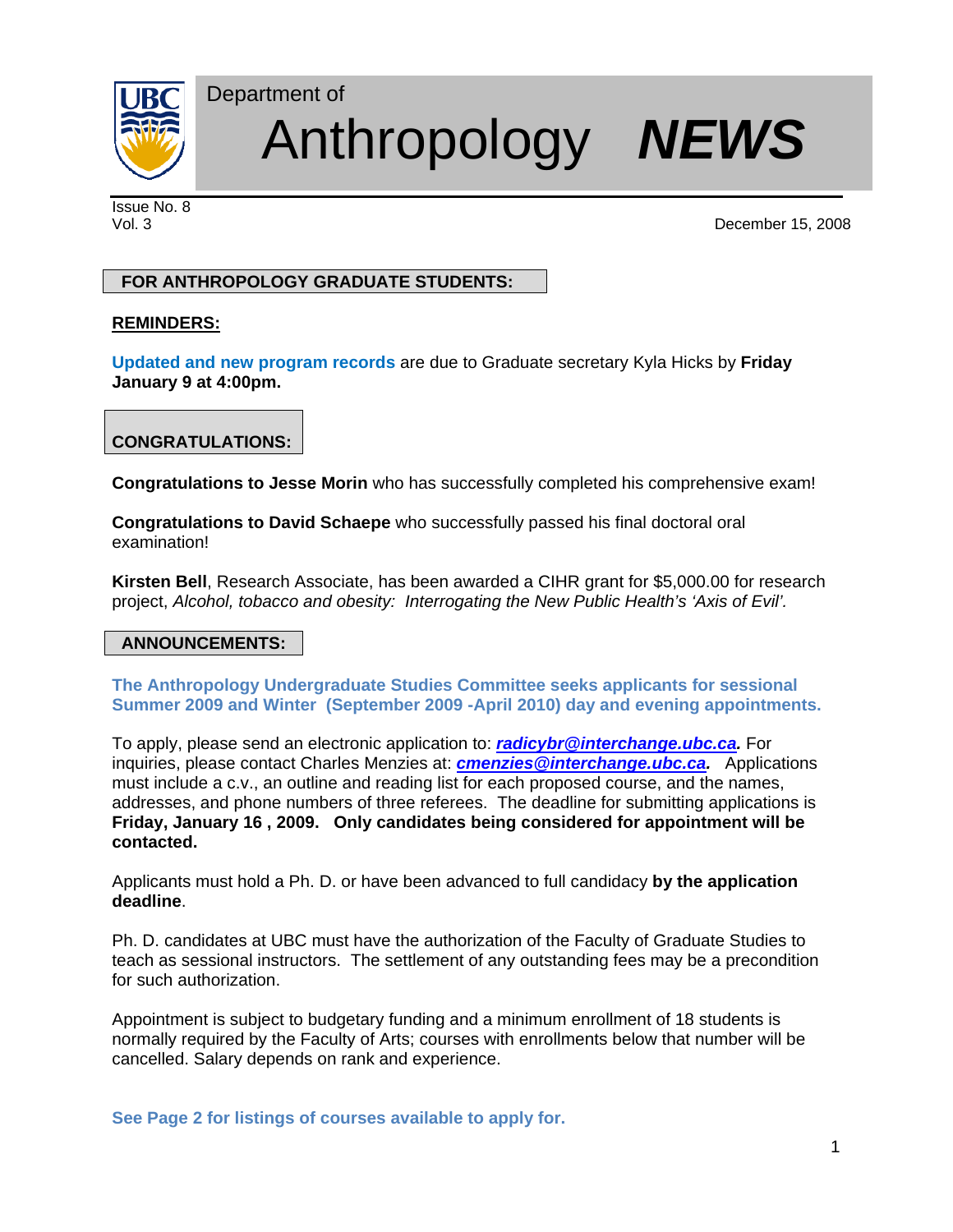Department of

# Anthropology ***NEWS***

Issue No. 8
Vol. 3

December 15, 2008

## FOR ANTHROPOLOGY GRADUATE STUDENTS:

### REMINDERS:

**Updated and new program records** are due to Graduate secretary Kyla Hicks by **Friday January 9 at 4:00pm.**

## CONGRATULATIONS:

**Congratulations to Jesse Morin** who has successfully completed his comprehensive exam!

**Congratulations to David Schaepe** who successfully passed his final doctoral oral examination!

**Kirsten Bell**, Research Associate, has been awarded a CIHR grant for $5,000.00 for research project, *Alcohol, tobacco and obesity: Interrogating the New Public Health's 'Axis of Evil'.*

## ANNOUNCEMENTS:

**The Anthropology Undergraduate Studies Committee seeks applicants for sessional Summer 2009 and Winter (September 2009 -April 2010) day and evening appointments.**

To apply, please send an electronic application to: ***radicybr@interchange.ubc.ca.*** For inquiries, please contact Charles Menzies at: ***cmenzies@interchange.ubc.ca.*** Applications must include a c.v., an outline and reading list for each proposed course, and the names, addresses, and phone numbers of three referees. The deadline for submitting applications is **Friday, January 16 , 2009. Only candidates being considered for appointment will be contacted.**

Applicants must hold a Ph. D. or have been advanced to full candidacy **by the application deadline**.

Ph. D. candidates at UBC must have the authorization of the Faculty of Graduate Studies to teach as sessional instructors. The settlement of any outstanding fees may be a precondition for such authorization.

Appointment is subject to budgetary funding and a minimum enrollment of 18 students is normally required by the Faculty of Arts; courses with enrollments below that number will be cancelled. Salary depends on rank and experience.

**See Page 2 for listings of courses available to apply for.**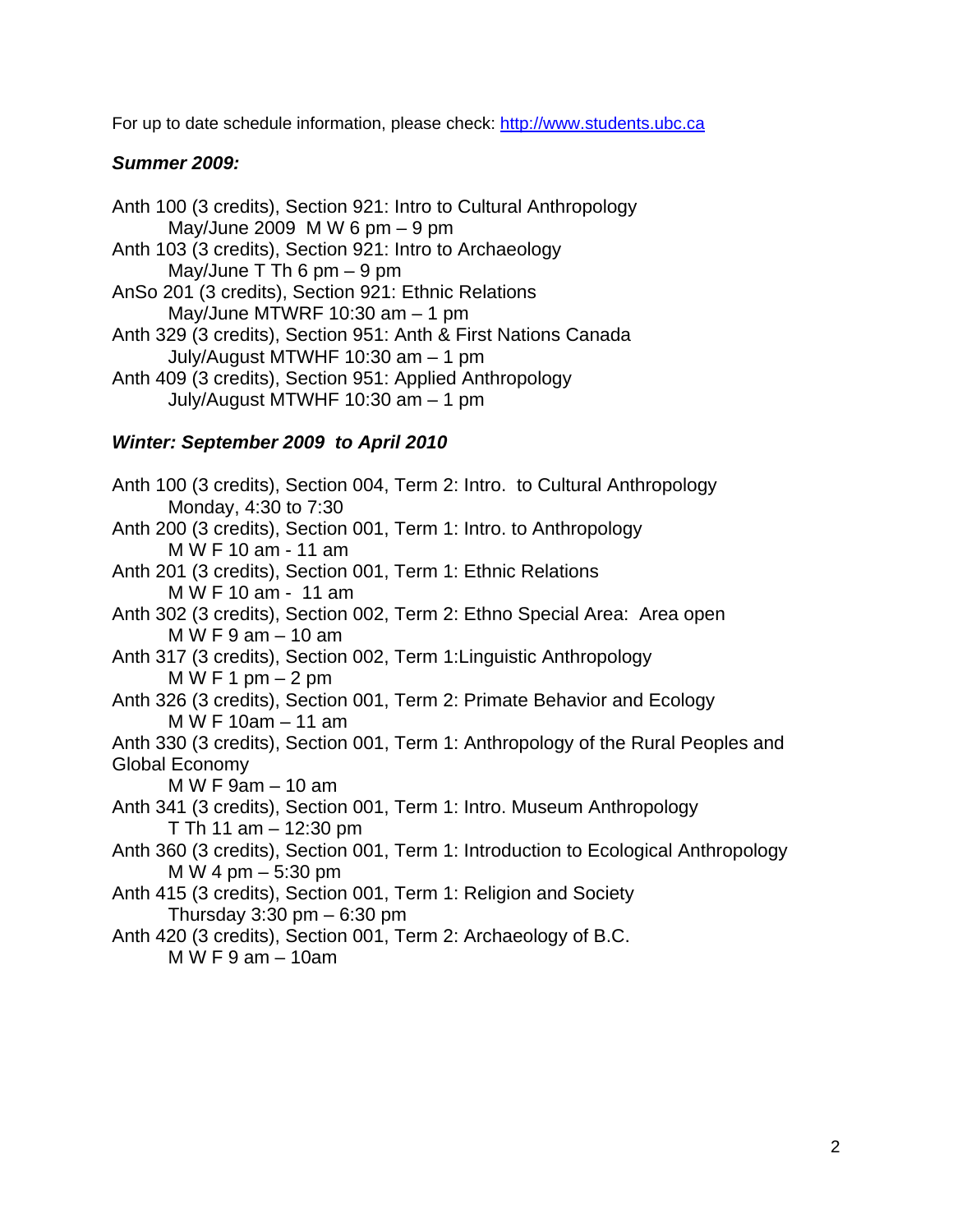For up to date schedule information, please check: [http://www.students.ubc.ca](http://www.students.ubc.ca)

***Summer 2009:***

Anth 100 (3 credits), Section 921: Intro to Cultural Anthropology
May/June 2009 M W 6 pm – 9 pm
Anth 103 (3 credits), Section 921: Intro to Archaeology
May/June T Th 6 pm – 9 pm
AnSo 201 (3 credits), Section 921: Ethnic Relations
May/June MTWRF 10:30 am – 1 pm
Anth 329 (3 credits), Section 951: Anth & First Nations Canada
July/August MTWHF 10:30 am – 1 pm
Anth 409 (3 credits), Section 951: Applied Anthropology
July/August MTWHF 10:30 am – 1 pm

***Winter: September 2009 to April 2010***

Anth 100 (3 credits), Section 004, Term 2: Intro. to Cultural Anthropology
Monday, 4:30 to 7:30
Anth 200 (3 credits), Section 001, Term 1: Intro. to Anthropology
M W F 10 am - 11 am
Anth 201 (3 credits), Section 001, Term 1: Ethnic Relations
M W F 10 am - 11 am
Anth 302 (3 credits), Section 002, Term 2: Ethno Special Area: Area open
M W F 9 am – 10 am
Anth 317 (3 credits), Section 002, Term 1:Linguistic Anthropology
M W F 1 pm – 2 pm
Anth 326 (3 credits), Section 001, Term 2: Primate Behavior and Ecology
M W F 10am – 11 am
Anth 330 (3 credits), Section 001, Term 1: Anthropology of the Rural Peoples and Global Economy
M W F 9am – 10 am
Anth 341 (3 credits), Section 001, Term 1: Intro. Museum Anthropology
T Th 11 am – 12:30 pm
Anth 360 (3 credits), Section 001, Term 1: Introduction to Ecological Anthropology
M W 4 pm – 5:30 pm
Anth 415 (3 credits), Section 001, Term 1: Religion and Society
Thursday 3:30 pm – 6:30 pm
Anth 420 (3 credits), Section 001, Term 2: Archaeology of B.C.
M W F 9 am – 10am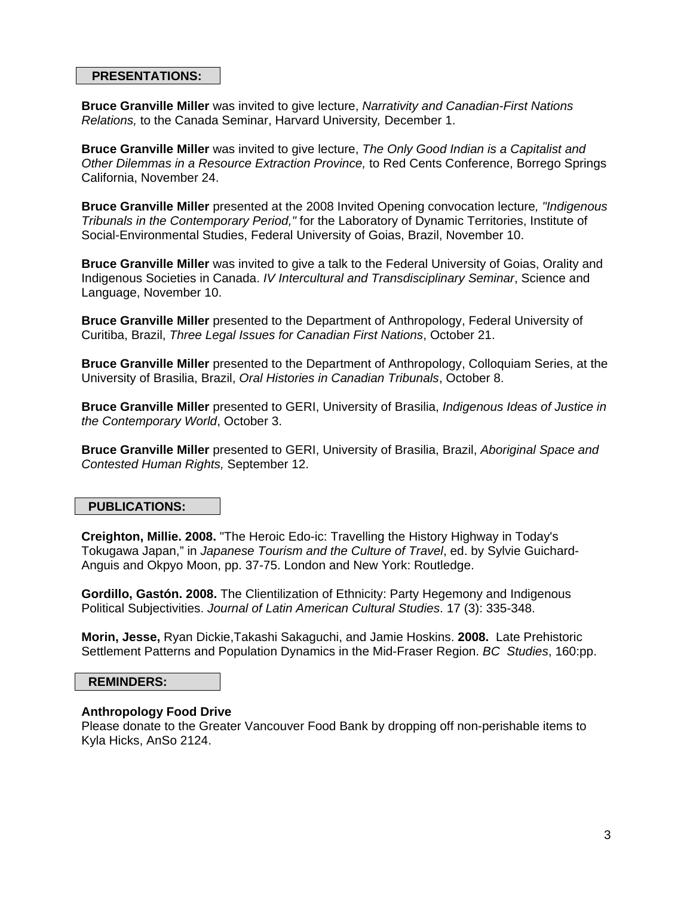## PRESENTATIONS:

**Bruce Granville Miller** was invited to give lecture, *Narrativity and Canadian-First Nations Relations,* to the Canada Seminar, Harvard University*,* December 1.

**Bruce Granville Miller** was invited to give lecture, *The Only Good Indian is a Capitalist and Other Dilemmas in a Resource Extraction Province,* to Red Cents Conference, Borrego Springs California, November 24.

**Bruce Granville Miller** presented at the 2008 Invited Opening convocation lecture*, "Indigenous Tribunals in the Contemporary Period,"* for the Laboratory of Dynamic Territories, Institute of Social-Environmental Studies, Federal University of Goias, Brazil, November 10.

**Bruce Granville Miller** was invited to give a talk to the Federal University of Goias, Orality and Indigenous Societies in Canada. *IV Intercultural and Transdisciplinary Seminar*, Science and Language, November 10.

**Bruce Granville Miller** presented to the Department of Anthropology, Federal University of Curitiba, Brazil, *Three Legal Issues for Canadian First Nations*, October 21.

**Bruce Granville Miller** presented to the Department of Anthropology, Colloquiam Series, at the University of Brasilia, Brazil, *Oral Histories in Canadian Tribunals*, October 8.

**Bruce Granville Miller** presented to GERI, University of Brasilia, *Indigenous Ideas of Justice in the Contemporary World*, October 3.

**Bruce Granville Miller** presented to GERI, University of Brasilia, Brazil, *Aboriginal Space and Contested Human Rights,* September 12.

## PUBLICATIONS:

**Creighton, Millie. 2008.** "The Heroic Edo-ic: Travelling the History Highway in Today's Tokugawa Japan," in *Japanese Tourism and the Culture of Travel*, ed. by Sylvie Guichard-Anguis and Okpyo Moon, pp. 37-75. London and New York: Routledge.

**Gordillo, Gastón. 2008.** The Clientilization of Ethnicity: Party Hegemony and Indigenous Political Subjectivities. *Journal of Latin American Cultural Studies*. 17 (3): 335-348.

**Morin, Jesse,** Ryan Dickie,Takashi Sakaguchi, and Jamie Hoskins. **2008.** Late Prehistoric Settlement Patterns and Population Dynamics in the Mid-Fraser Region. *BC Studies*, 160:pp.

## REMINDERS:

**Anthropology Food Drive**
Please donate to the Greater Vancouver Food Bank by dropping off non-perishable items to Kyla Hicks, AnSo 2124.